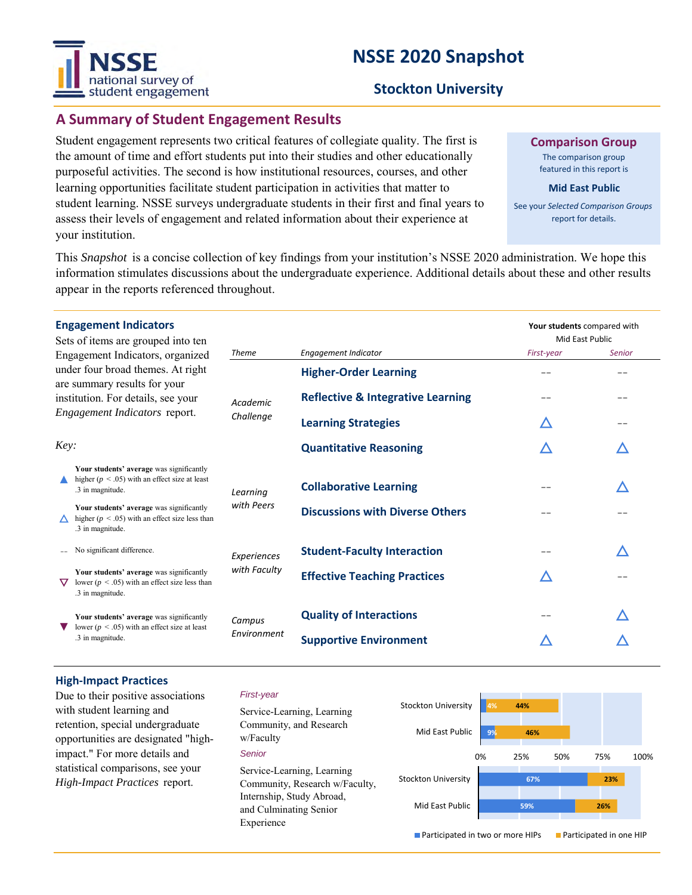# NSSE 2020 Snapshot

## Stockton University

## A Summary of Student Engagement Results

Student engagement represents two critical features of collegiate quality. The first is the amount of time and effort students put into their studies and other educationally purposeful activities. The second is how institutional resources, courses, and other learning opportunities facilitate student participation in activities that matter to student learning. NSSE surveys undergraduate students in their first and final years to assess their levels of engagement and related information about their experience at your institution.

**Comparison Group**

The comparison group featured in this report is

**Mid East Public**

See your *Selected Comparison Groups* report for details.

This *Snapshot* is a concise collection of key findings from your institution's NSSE 2020 administration. We hope this information stimulates discussions about the undergraduate experience. Additional details about these and other results appear in the reports referenced throughout.

### Engagement Indicators

Sets of items are grouped into ten Engagement Indicators, organized under four broad themes. At right are summary results for your institution. For details, see your *Engagement Indicators* report.

*Key:*

- ▲ **Your students' average** was significantly higher ($p < .05$) with an effect size at least .3 in magnitude.
- △ **Your students' average** was significantly higher ($p < .05$) with an effect size less than .3 in magnitude.
- -- No significant difference.
- ▽ **Your students' average** was significantly lower ($p < .05$) with an effect size less than .3 in magnitude.
- ▼ **Your students' average** was significantly lower ($p < .05$) with an effect size at least .3 in magnitude.

**Your students** compared with Mid East Public

| *Theme* | *Engagement Indicator* | *First-year* | *Senior* |
|---|---|---|---|
| *Academic Challenge* | **Higher-Order Learning** | -- | -- |
| | **Reflective & Integrative Learning** | -- | -- |
| | **Learning Strategies** | △ | -- |
| | **Quantitative Reasoning** | △ | △ |
| *Learning with Peers* | **Collaborative Learning** | -- | △ |
| | **Discussions with Diverse Others** | -- | -- |
| *Experiences with Faculty* | **Student-Faculty Interaction** | -- | △ |
| | **Effective Teaching Practices** | △ | -- |
| *Campus Environment* | **Quality of Interactions** | -- | △ |
| | **Supportive Environment** | △ | △ |

### High-Impact Practices

Due to their positive associations with student learning and retention, special undergraduate opportunities are designated "high-impact." For more details and statistical comparisons, see your *High-Impact Practices* report.

*First-year*

Service-Learning, Learning Community, and Research w/Faculty

*Senior*

Service-Learning, Learning Community, Research w/Faculty, Internship, Study Abroad, and Culminating Senior Experience

| | | Participated in two or more HIPs | Participated in one HIP |
|---|---|---|---|
| First-year | Stockton University | 4% | 44% |
| | Mid East Public | 9% | 46% |
| Senior | Stockton University | 67% | 23% |
| | Mid East Public | 59% | 26% |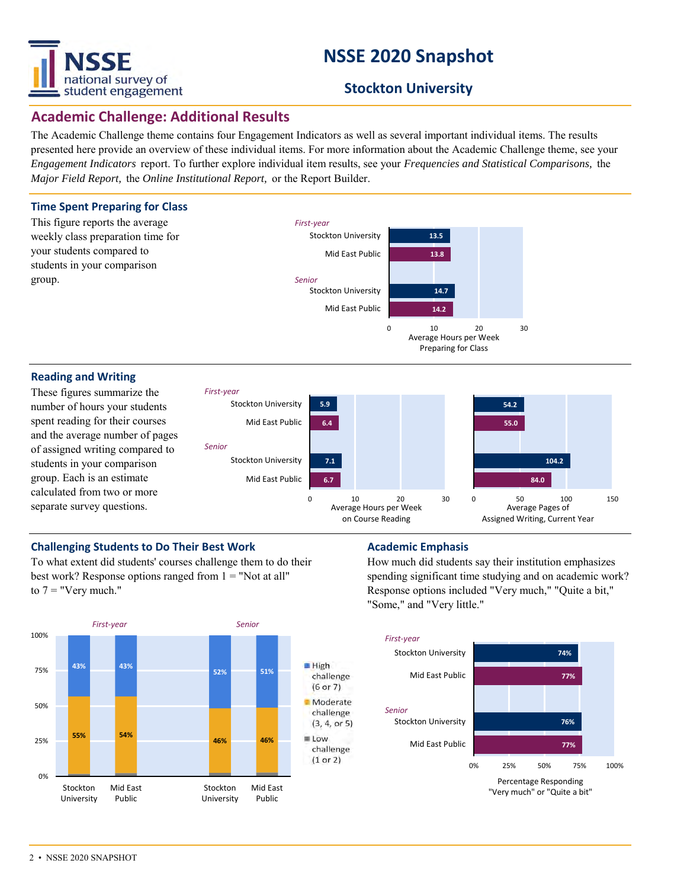# NSSE 2020 Snapshot

## Stockton University

## Academic Challenge: Additional Results

The Academic Challenge theme contains four Engagement Indicators as well as several important individual items. The results presented here provide an overview of these individual items. For more information about the Academic Challenge theme, see your *Engagement Indicators* report. To further explore individual item results, see your *Frequencies and Statistical Comparisons,* the *Major Field Report,* the *Online Institutional Report,* or the Report Builder.

### Time Spent Preparing for Class

This figure reports the average weekly class preparation time for your students compared to students in your comparison group.

Average Hours per Week Preparing for Class

| | | Hours |
|---|---|---|
| *First-year* | Stockton University | 13.5 |
| | Mid East Public | 13.8 |
| *Senior* | Stockton University | 14.7 |
| | Mid East Public | 14.2 |

### Reading and Writing

These figures summarize the number of hours your students spent reading for their courses and the average number of pages of assigned writing compared to students in your comparison group. Each is an estimate calculated from two or more separate survey questions.

| | | Average Hours per Week on Course Reading | Average Pages of Assigned Writing, Current Year |
|---|---|---|---|
| *First-year* | Stockton University | 5.9 | 54.2 |
| | Mid East Public | 6.4 | 55.0 |
| *Senior* | Stockton University | 7.1 | 104.2 |
| | Mid East Public | 6.7 | 84.0 |

### Challenging Students to Do Their Best Work

To what extent did students' courses challenge them to do their best work? Response options ranged from 1 = "Not at all" to 7 = "Very much."

| | | High challenge (6 or 7) | Moderate challenge (3, 4, or 5) |
|---|---|---|---|
| *First-year* | Stockton University | 43% | 55% |
| | Mid East Public | 43% | 54% |
| *Senior* | Stockton University | 52% | 46% |
| | Mid East Public | 51% | 46% |

Low challenge (1 or 2)

### Academic Emphasis

How much did students say their institution emphasizes spending significant time studying and on academic work? Response options included "Very much," "Quite a bit," "Some," and "Very little."

Percentage Responding "Very much" or "Quite a bit"

| | | % |
|---|---|---|
| *First-year* | Stockton University | 74% |
| | Mid East Public | 77% |
| *Senior* | Stockton University | 76% |
| | Mid East Public | 77% |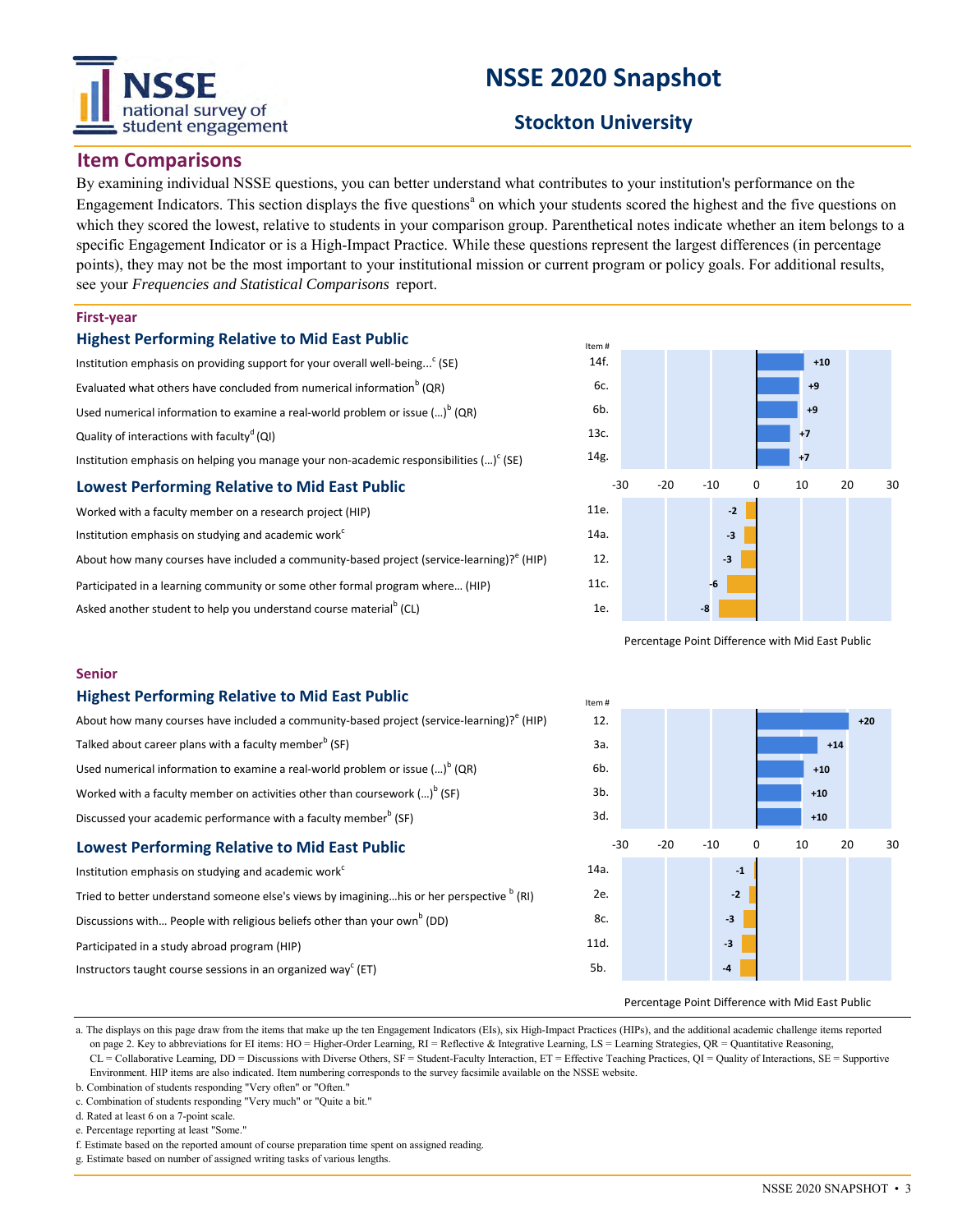# NSSE 2020 Snapshot

## Stockton University

## Item Comparisons

By examining individual NSSE questions, you can better understand what contributes to your institution's performance on the Engagement Indicators. This section displays the five questions[a] on which your students scored the highest and the five questions on which they scored the lowest, relative to students in your comparison group. Parenthetical notes indicate whether an item belongs to a specific Engagement Indicator or is a High-Impact Practice. While these questions represent the largest differences (in percentage points), they may not be the most important to your institutional mission or current program or policy goals. For additional results, see your *Frequencies and Statistical Comparisons* report.

### First-year

#### Highest Performing Relative to Mid East Public

| Item | Item # | Percentage Point Difference with Mid East Public |
|---|---|---|
| Institution emphasis on providing support for your overall well-being...[c] (SE) | 14f. | +10 |
| Evaluated what others have concluded from numerical information[b] (QR) | 6c. | +9 |
| Used numerical information to examine a real-world problem or issue (...)[b] (QR) | 6b. | +9 |
| Quality of interactions with faculty[d] (QI) | 13c. | +7 |
| Institution emphasis on helping you manage your non-academic responsibilities (...)[c] (SE) | 14g. | +7 |

#### Lowest Performing Relative to Mid East Public

| Item | Item # | Percentage Point Difference with Mid East Public |
|---|---|---|
| Worked with a faculty member on a research project (HIP) | 11e. | -2 |
| Institution emphasis on studying and academic work[c] | 14a. | -3 |
| About how many courses have included a community-based project (service-learning)?[e] (HIP) | 12. | -3 |
| Participated in a learning community or some other formal program where... (HIP) | 11c. | -6 |
| Asked another student to help you understand course material[b] (CL) | 1e. | -8 |

### Senior

#### Highest Performing Relative to Mid East Public

| Item | Item # | Percentage Point Difference with Mid East Public |
|---|---|---|
| About how many courses have included a community-based project (service-learning)?[e] (HIP) | 12. | +20 |
| Talked about career plans with a faculty member[b] (SF) | 3a. | +14 |
| Used numerical information to examine a real-world problem or issue (...)[b] (QR) | 6b. | +10 |
| Worked with a faculty member on activities other than coursework (...)[b] (SF) | 3b. | +10 |
| Discussed your academic performance with a faculty member[b] (SF) | 3d. | +10 |

#### Lowest Performing Relative to Mid East Public

| Item | Item # | Percentage Point Difference with Mid East Public |
|---|---|---|
| Institution emphasis on studying and academic work[c] | 14a. | -1 |
| Tried to better understand someone else's views by imagining...his or her perspective[b] (RI) | 2e. | -2 |
| Discussions with... People with religious beliefs other than your own[b] (DD) | 8c. | -3 |
| Participated in a study abroad program (HIP) | 11d. | -3 |
| Instructors taught course sessions in an organized way[c] (ET) | 5b. | -4 |

a. The displays on this page draw from the items that make up the ten Engagement Indicators (EIs), six High-Impact Practices (HIPs), and the additional academic challenge items reported on page 2. Key to abbreviations for EI items: HO = Higher-Order Learning, RI = Reflective & Integrative Learning, LS = Learning Strategies, QR = Quantitative Reasoning, CL = Collaborative Learning, DD = Discussions with Diverse Others, SF = Student-Faculty Interaction, ET = Effective Teaching Practices, QI = Quality of Interactions, SE = Supportive Environment. HIP items are also indicated. Item numbering corresponds to the survey facsimile available on the NSSE website.
b. Combination of students responding "Very often" or "Often."
c. Combination of students responding "Very much" or "Quite a bit."
d. Rated at least 6 on a 7-point scale.
e. Percentage reporting at least "Some."
f. Estimate based on the reported amount of course preparation time spent on assigned reading.
g. Estimate based on number of assigned writing tasks of various lengths.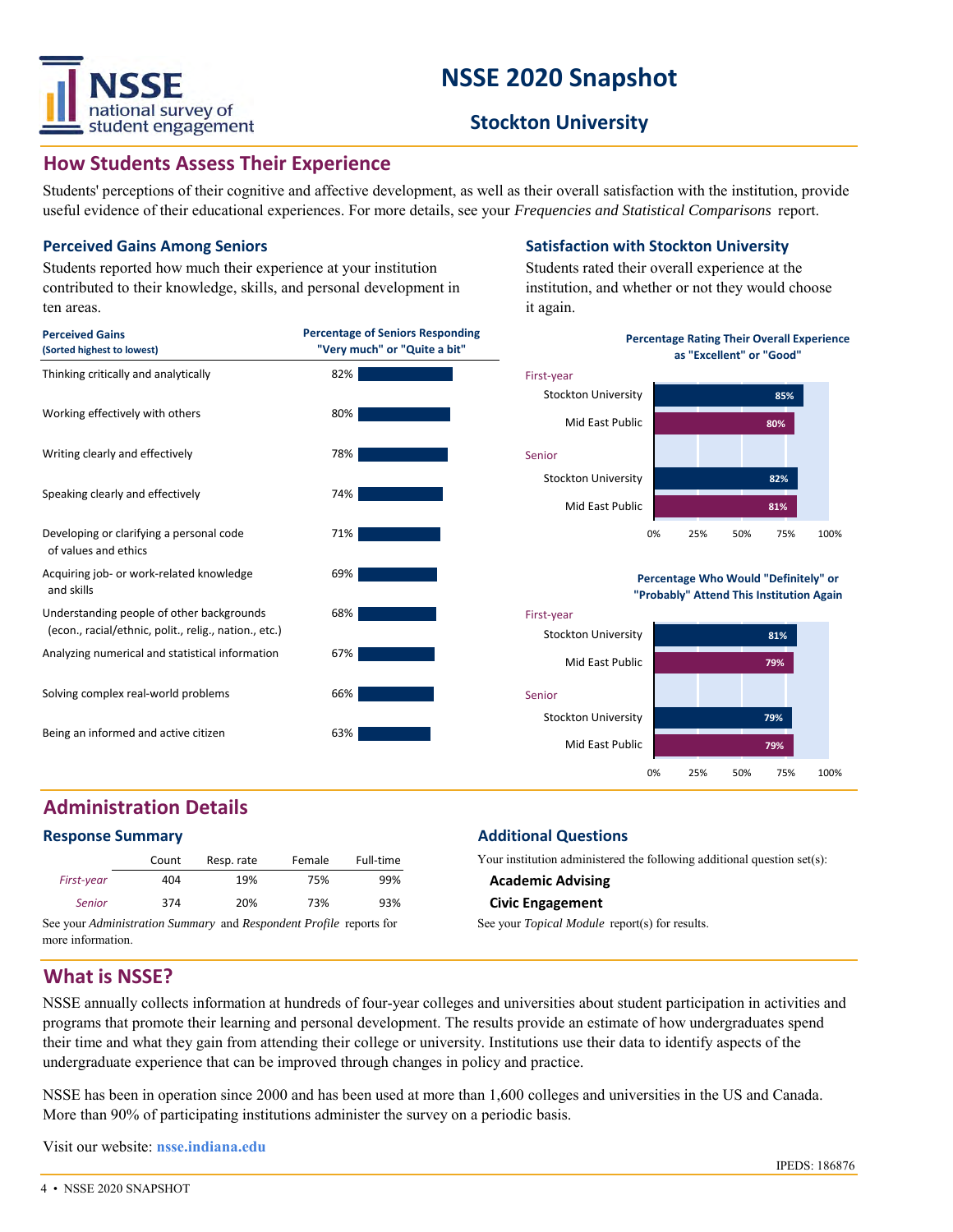# NSSE 2020 Snapshot

## Stockton University

## How Students Assess Their Experience

Students' perceptions of their cognitive and affective development, as well as their overall satisfaction with the institution, provide useful evidence of their educational experiences. For more details, see your *Frequencies and Statistical Comparisons* report.

### Perceived Gains Among Seniors

Students reported how much their experience at your institution contributed to their knowledge, skills, and personal development in ten areas.

**Perceived Gains**
**(Sorted highest to lowest)**

**Percentage of Seniors Responding "Very much" or "Quite a bit"**

Thinking critically and analytically 82%
Working effectively with others 80%
Writing clearly and effectively 78%
Speaking clearly and effectively 74%
Developing or clarifying a personal code of values and ethics 71%
Acquiring job- or work-related knowledge and skills 69%
Understanding people of other backgrounds (econ., racial/ethnic, polit., relig., nation., etc.) 68%
Analyzing numerical and statistical information 67%
Solving complex real-world problems 66%
Being an informed and active citizen 63%

### Satisfaction with Stockton University

Students rated their overall experience at the institution, and whether or not they would choose it again.

**Percentage Rating Their Overall Experience as "Excellent" or "Good"**

First-year
Stockton University 85%
Mid East Public 80%
Senior
Stockton University 82%
Mid East Public 81%

0% 25% 50% 75% 100%

**Percentage Who Would "Definitely" or "Probably" Attend This Institution Again**

First-year
Stockton University 81%
Mid East Public 79%
Senior
Stockton University 79%
Mid East Public 79%

0% 25% 50% 75% 100%

## Administration Details

### Response Summary

| | Count | Resp. rate | Female | Full-time |
|---|---|---|---|---|
| *First-year* | 404 | 19% | 75% | 99% |
| *Senior* | 374 | 20% | 73% | 93% |

See your *Administration Summary* and *Respondent Profile* reports for more information.

### Additional Questions

Your institution administered the following additional question set(s):

**Academic Advising**

**Civic Engagement**

See your *Topical Module* report(s) for results.

## What is NSSE?

NSSE annually collects information at hundreds of four-year colleges and universities about student participation in activities and programs that promote their learning and personal development. The results provide an estimate of how undergraduates spend their time and what they gain from attending their college or university. Institutions use their data to identify aspects of the undergraduate experience that can be improved through changes in policy and practice.

NSSE has been in operation since 2000 and has been used at more than 1,600 colleges and universities in the US and Canada. More than 90% of participating institutions administer the survey on a periodic basis.

Visit our website: **nsse.indiana.edu**

IPEDS: 186876